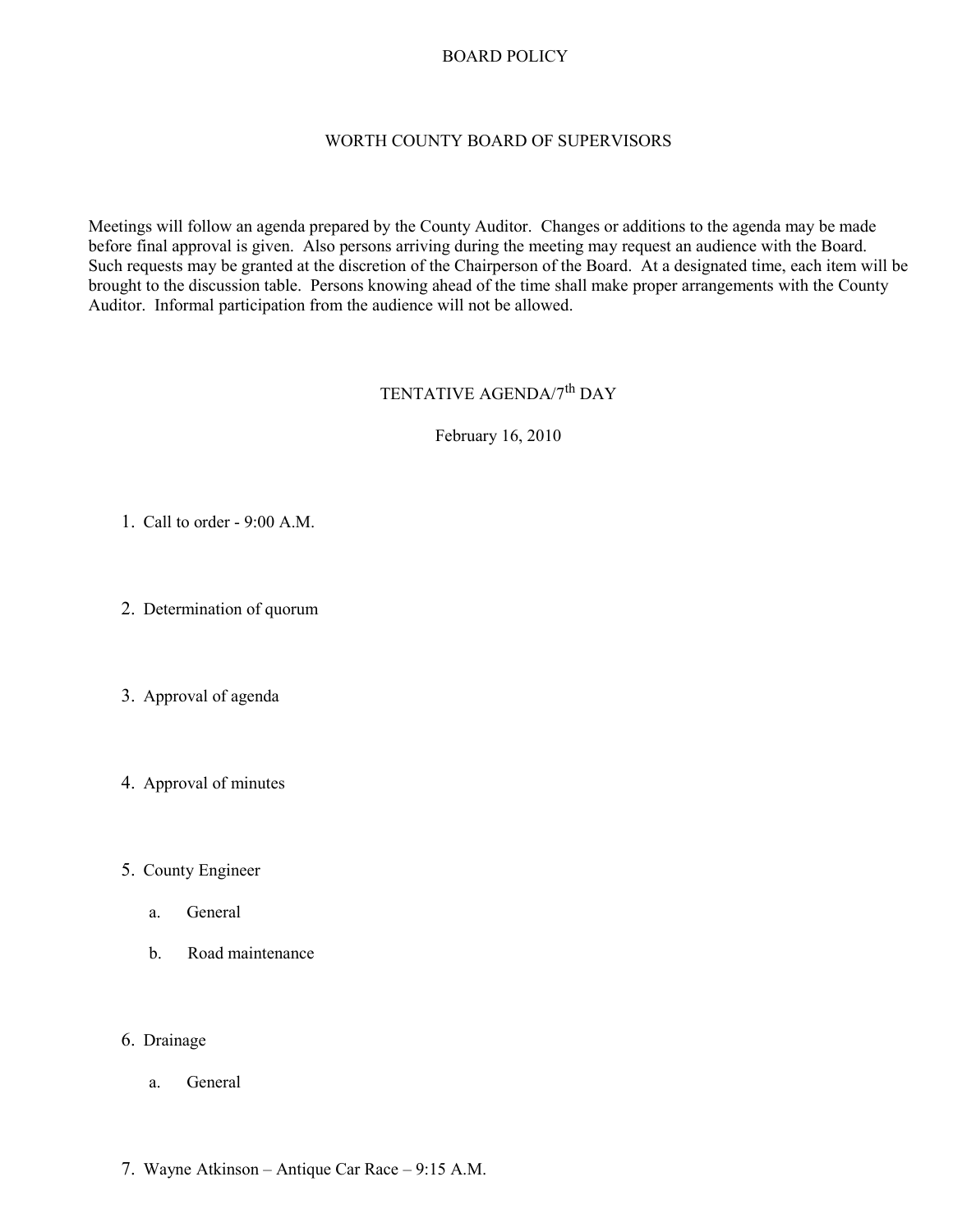# BOARD POLICY

## WORTH COUNTY BOARD OF SUPERVISORS

Meetings will follow an agenda prepared by the County Auditor. Changes or additions to the agenda may be made before final approval is given. Also persons arriving during the meeting may request an audience with the Board. Such requests may be granted at the discretion of the Chairperson of the Board. At a designated time, each item will be brought to the discussion table. Persons knowing ahead of the time shall make proper arrangements with the County Auditor. Informal participation from the audience will not be allowed.

## TENTATIVE AGENDA/7th DAY

February 16, 2010

1. Call to order - 9:00 A.M.

2. Determination of quorum

3. Approval of agenda

4. Approval of minutes

5. County Engineer

   a. General

   b. Road maintenance

6. Drainage

   a. General

7. Wayne Atkinson – Antique Car Race – 9:15 A.M.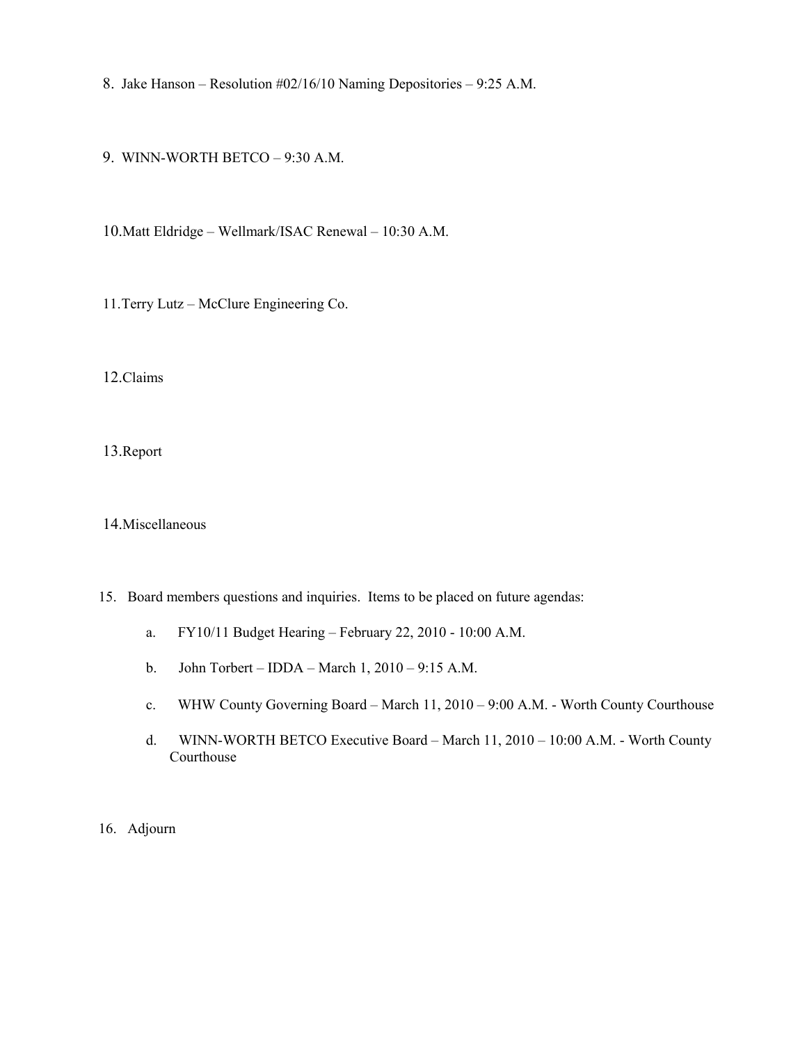8. Jake Hanson – Resolution #02/16/10 Naming Depositories – 9:25 A.M.

9. WINN-WORTH BETCO – 9:30 A.M.

10. Matt Eldridge – Wellmark/ISAC Renewal – 10:30 A.M.

11. Terry Lutz – McClure Engineering Co.

12. Claims

13. Report

14. Miscellaneous

15. Board members questions and inquiries. Items to be placed on future agendas:

    a. FY10/11 Budget Hearing – February 22, 2010 - 10:00 A.M.

    b. John Torbert – IDDA – March 1, 2010 – 9:15 A.M.

    c. WHW County Governing Board – March 11, 2010 – 9:00 A.M. - Worth County Courthouse

    d. WINN-WORTH BETCO Executive Board – March 11, 2010 – 10:00 A.M. - Worth County Courthouse

16. Adjourn